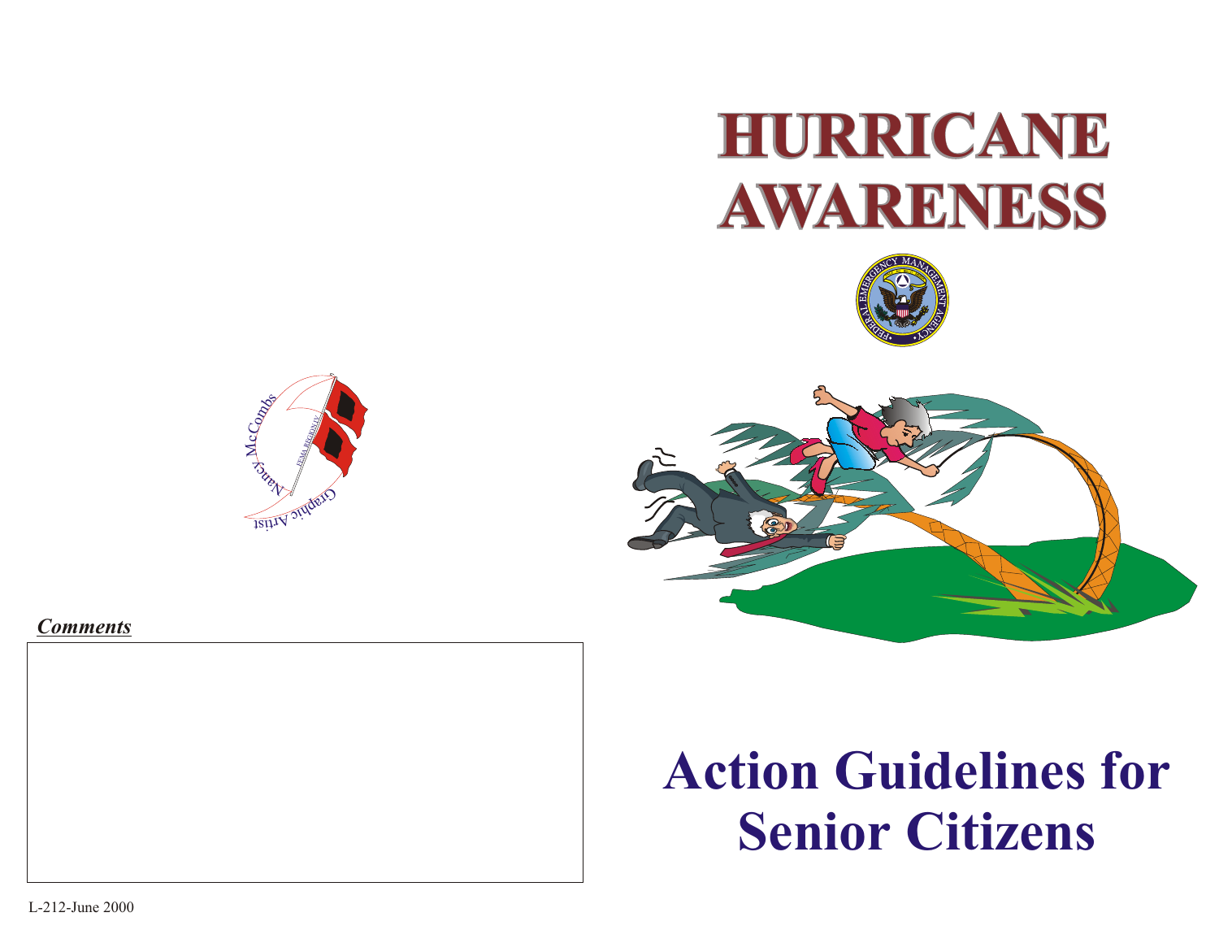# HURRICANE AWARENESS

# Action Guidelines for Senior Citizens

Nancy McCombs

Graphic Artist

FEMA REGION IV

***Comments***

L-212-June 2000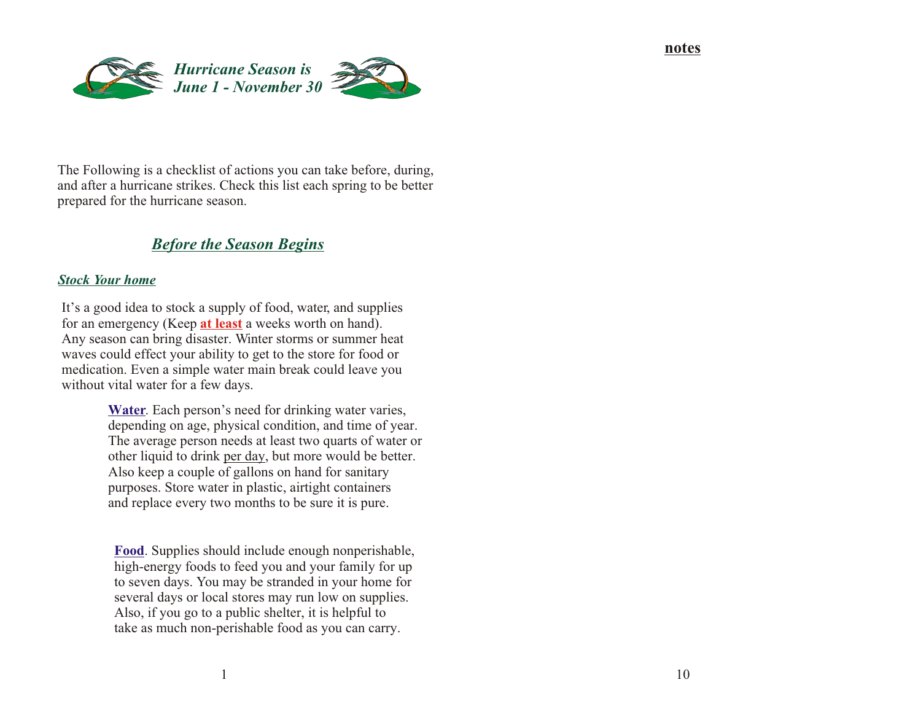## *Hurricane Season is June 1 - November 30*

The Following is a checklist of actions you can take before, during, and after a hurricane strikes. Check this list each spring to be better prepared for the hurricane season.

## ***Before the Season Begins***

### ***Stock Your home***

It's a good idea to stock a supply of food, water, and supplies for an emergency (Keep **at least** a weeks worth on hand). Any season can bring disaster. Winter storms or summer heat waves could effect your ability to get to the store for food or medication. Even a simple water main break could leave you without vital water for a few days.

**Water**. Each person's need for drinking water varies, depending on age, physical condition, and time of year. The average person needs at least two quarts of water or other liquid to drink per day, but more would be better. Also keep a couple of gallons on hand for sanitary purposes. Store water in plastic, airtight containers and replace every two months to be sure it is pure.

**Food**. Supplies should include enough nonperishable, high-energy foods to feed you and your family for up to seven days. You may be stranded in your home for several days or local stores may run low on supplies. Also, if you go to a public shelter, it is helpful to take as much non-perishable food as you can carry.

**notes**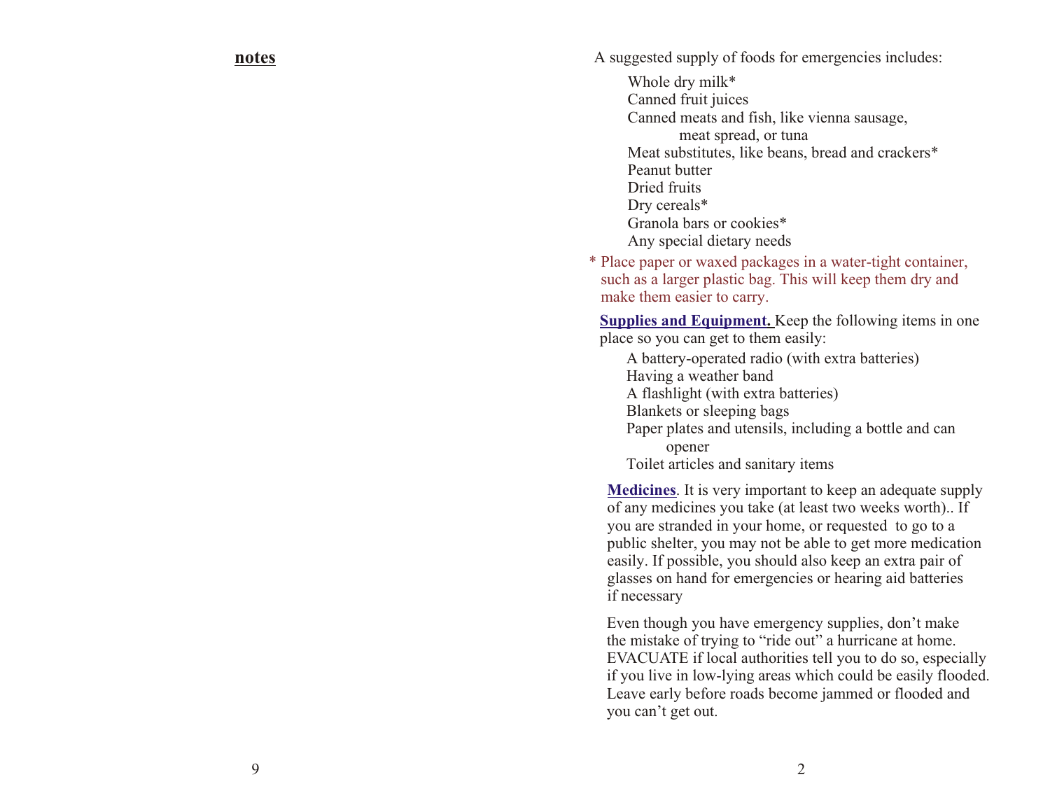**notes**

A suggested supply of foods for emergencies includes:

- Whole dry milk*
- Canned fruit juices
- Canned meats and fish, like vienna sausage, meat spread, or tuna
- Meat substitutes, like beans, bread and crackers*
- Peanut butter
- Dried fruits
- Dry cereals*
- Granola bars or cookies*
- Any special dietary needs

* Place paper or waxed packages in a water-tight container, such as a larger plastic bag. This will keep them dry and make them easier to carry.

**Supplies and Equipment.** Keep the following items in one place so you can get to them easily:

- A battery-operated radio (with extra batteries)
- Having a weather band
- A flashlight (with extra batteries)
- Blankets or sleeping bags
- Paper plates and utensils, including a bottle and can opener
- Toilet articles and sanitary items

**Medicines**. It is very important to keep an adequate supply of any medicines you take (at least two weeks worth).. If you are stranded in your home, or requested to go to a public shelter, you may not be able to get more medication easily. If possible, you should also keep an extra pair of glasses on hand for emergencies or hearing aid batteries if necessary

Even though you have emergency supplies, don't make the mistake of trying to "ride out" a hurricane at home. EVACUATE if local authorities tell you to do so, especially if you live in low-lying areas which could be easily flooded. Leave early before roads become jammed or flooded and you can't get out.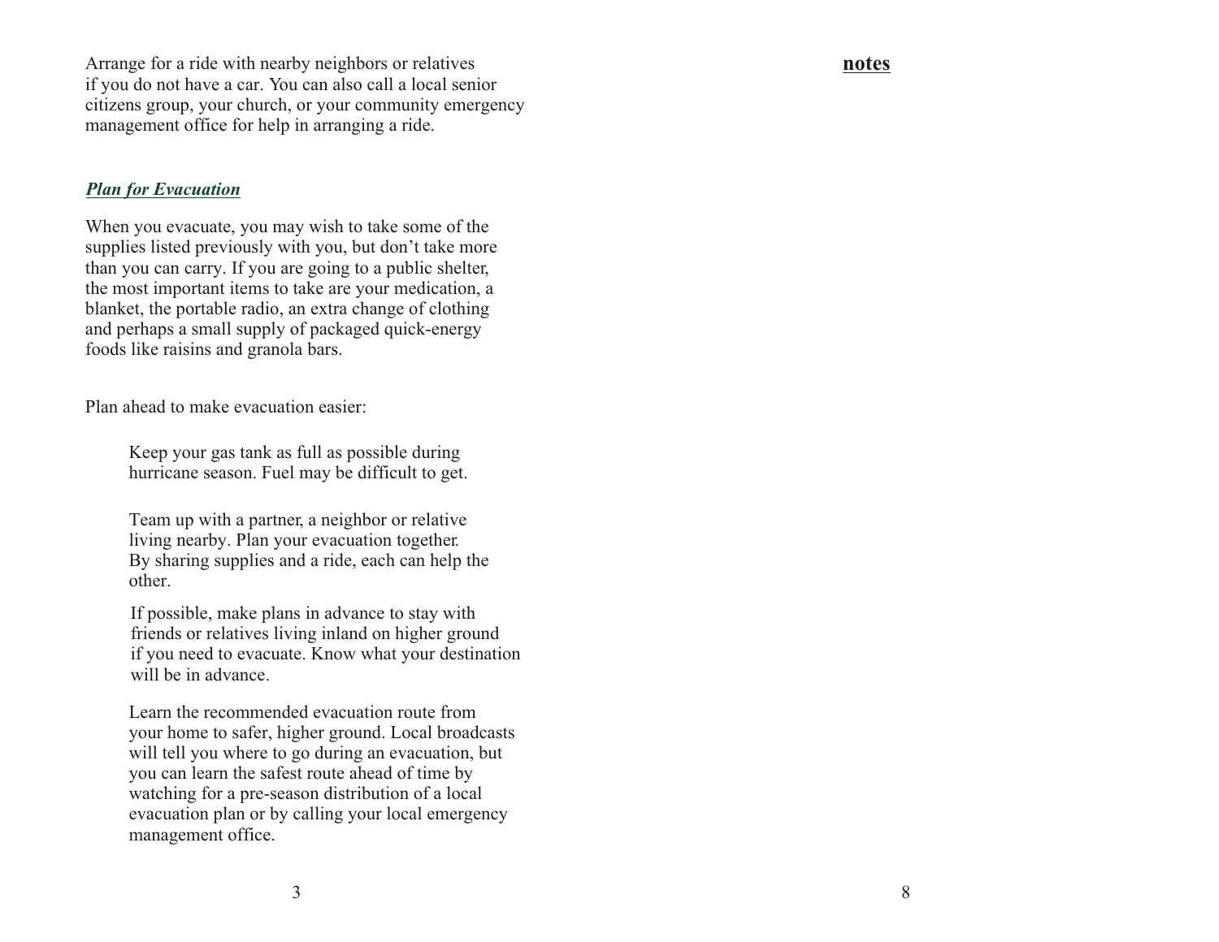Arrange for a ride with nearby neighbors or relatives if you do not have a car. You can also call a local senior citizens group, your church, or your community emergency management office for help in arranging a ride.

***Plan for Evacuation***

When you evacuate, you may wish to take some of the supplies listed previously with you, but don't take more than you can carry. If you are going to a public shelter, the most important items to take are your medication, a blanket, the portable radio, an extra change of clothing and perhaps a small supply of packaged quick-energy foods like raisins and granola bars.

Plan ahead to make evacuation easier:

Keep your gas tank as full as possible during hurricane season. Fuel may be difficult to get.

Team up with a partner, a neighbor or relative living nearby. Plan your evacuation together. By sharing supplies and a ride, each can help the other.

If possible, make plans in advance to stay with friends or relatives living inland on higher ground if you need to evacuate. Know what your destination will be in advance.

Learn the recommended evacuation route from your home to safer, higher ground. Local broadcasts will tell you where to go during an evacuation, but you can learn the safest route ahead of time by watching for a pre-season distribution of a local evacuation plan or by calling your local emergency management office.

**notes**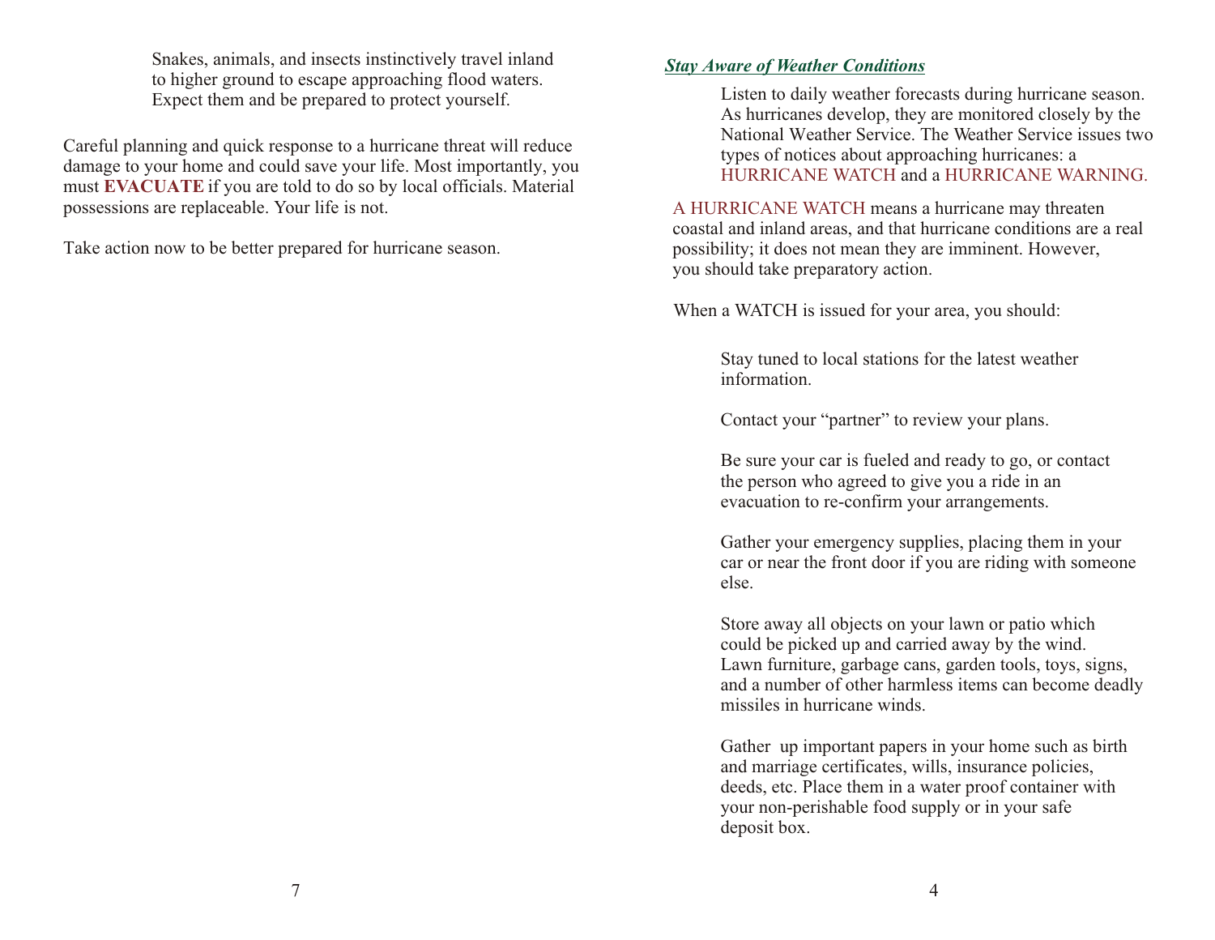Snakes, animals, and insects instinctively travel inland to higher ground to escape approaching flood waters. Expect them and be prepared to protect yourself.

Careful planning and quick response to a hurricane threat will reduce damage to your home and could save your life. Most importantly, you must **EVACUATE** if you are told to do so by local officials. Material possessions are replaceable. Your life is not.

Take action now to be better prepared for hurricane season.

***Stay Aware of Weather Conditions***

Listen to daily weather forecasts during hurricane season. As hurricanes develop, they are monitored closely by the National Weather Service. The Weather Service issues two types of notices about approaching hurricanes: a HURRICANE WATCH and a HURRICANE WARNING.

A HURRICANE WATCH means a hurricane may threaten coastal and inland areas, and that hurricane conditions are a real possibility; it does not mean they are imminent. However, you should take preparatory action.

When a WATCH is issued for your area, you should:

Stay tuned to local stations for the latest weather information.

Contact your "partner" to review your plans.

Be sure your car is fueled and ready to go, or contact the person who agreed to give you a ride in an evacuation to re-confirm your arrangements.

Gather your emergency supplies, placing them in your car or near the front door if you are riding with someone else.

Store away all objects on your lawn or patio which could be picked up and carried away by the wind. Lawn furniture, garbage cans, garden tools, toys, signs, and a number of other harmless items can become deadly missiles in hurricane winds.

Gather up important papers in your home such as birth and marriage certificates, wills, insurance policies, deeds, etc. Place them in a water proof container with your non-perishable food supply or in your safe deposit box.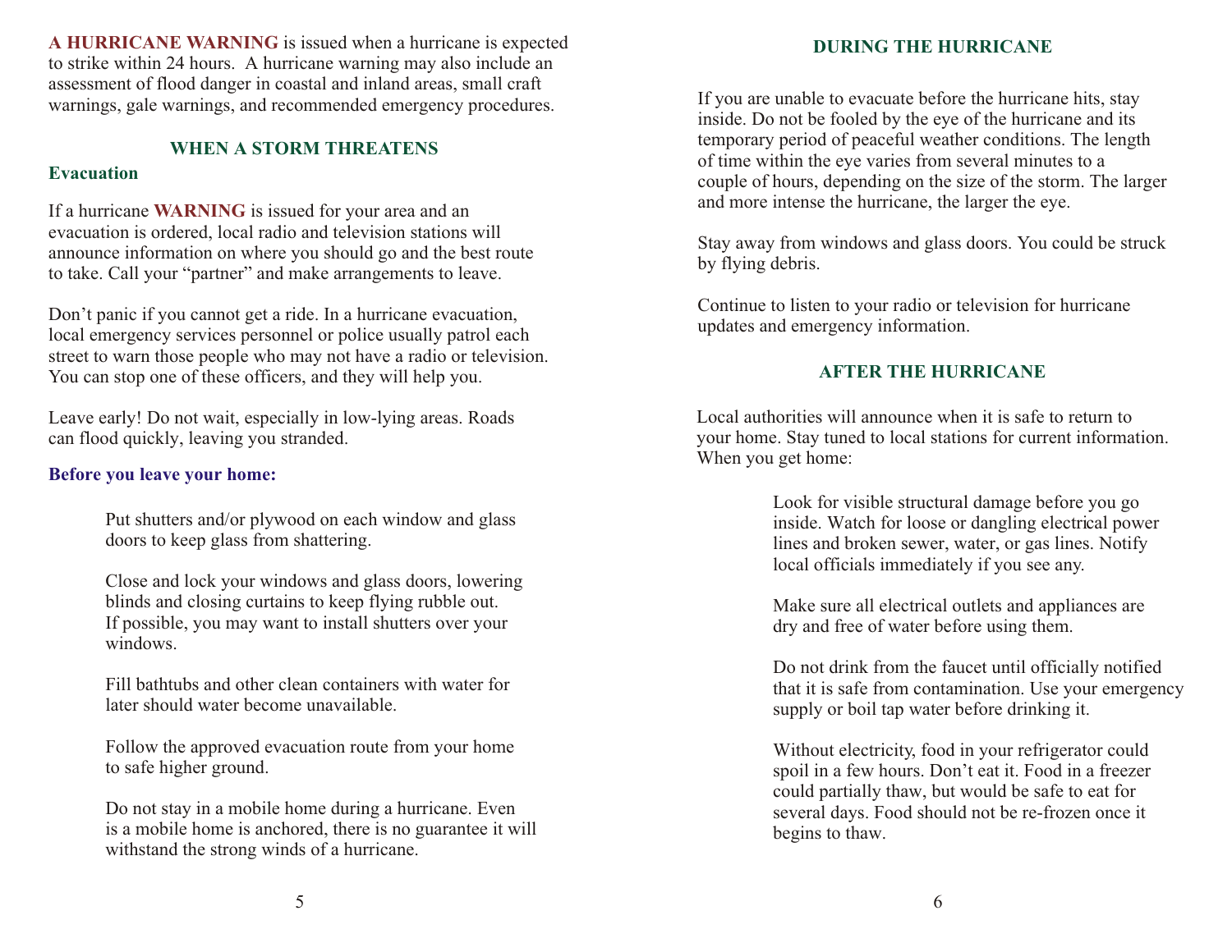**A HURRICANE WARNING** is issued when a hurricane is expected to strike within 24 hours. A hurricane warning may also include an assessment of flood danger in coastal and inland areas, small craft warnings, gale warnings, and recommended emergency procedures.

## WHEN A STORM THREATENS

### Evacuation

If a hurricane **WARNING** is issued for your area and an evacuation is ordered, local radio and television stations will announce information on where you should go and the best route to take. Call your "partner" and make arrangements to leave.

Don't panic if you cannot get a ride. In a hurricane evacuation, local emergency services personnel or police usually patrol each street to warn those people who may not have a radio or television. You can stop one of these officers, and they will help you.

Leave early! Do not wait, especially in low-lying areas. Roads can flood quickly, leaving you stranded.

### Before you leave your home:

Put shutters and/or plywood on each window and glass doors to keep glass from shattering.

Close and lock your windows and glass doors, lowering blinds and closing curtains to keep flying rubble out. If possible, you may want to install shutters over your windows.

Fill bathtubs and other clean containers with water for later should water become unavailable.

Follow the approved evacuation route from your home to safe higher ground.

Do not stay in a mobile home during a hurricane. Even is a mobile home is anchored, there is no guarantee it will withstand the strong winds of a hurricane.

## DURING THE HURRICANE

If you are unable to evacuate before the hurricane hits, stay inside. Do not be fooled by the eye of the hurricane and its temporary period of peaceful weather conditions. The length of time within the eye varies from several minutes to a couple of hours, depending on the size of the storm. The larger and more intense the hurricane, the larger the eye.

Stay away from windows and glass doors. You could be struck by flying debris.

Continue to listen to your radio or television for hurricane updates and emergency information.

## AFTER THE HURRICANE

Local authorities will announce when it is safe to return to your home. Stay tuned to local stations for current information. When you get home:

Look for visible structural damage before you go inside. Watch for loose or dangling electrical power lines and broken sewer, water, or gas lines. Notify local officials immediately if you see any.

Make sure all electrical outlets and appliances are dry and free of water before using them.

Do not drink from the faucet until officially notified that it is safe from contamination. Use your emergency supply or boil tap water before drinking it.

Without electricity, food in your refrigerator could spoil in a few hours. Don't eat it. Food in a freezer could partially thaw, but would be safe to eat for several days. Food should not be re-frozen once it begins to thaw.